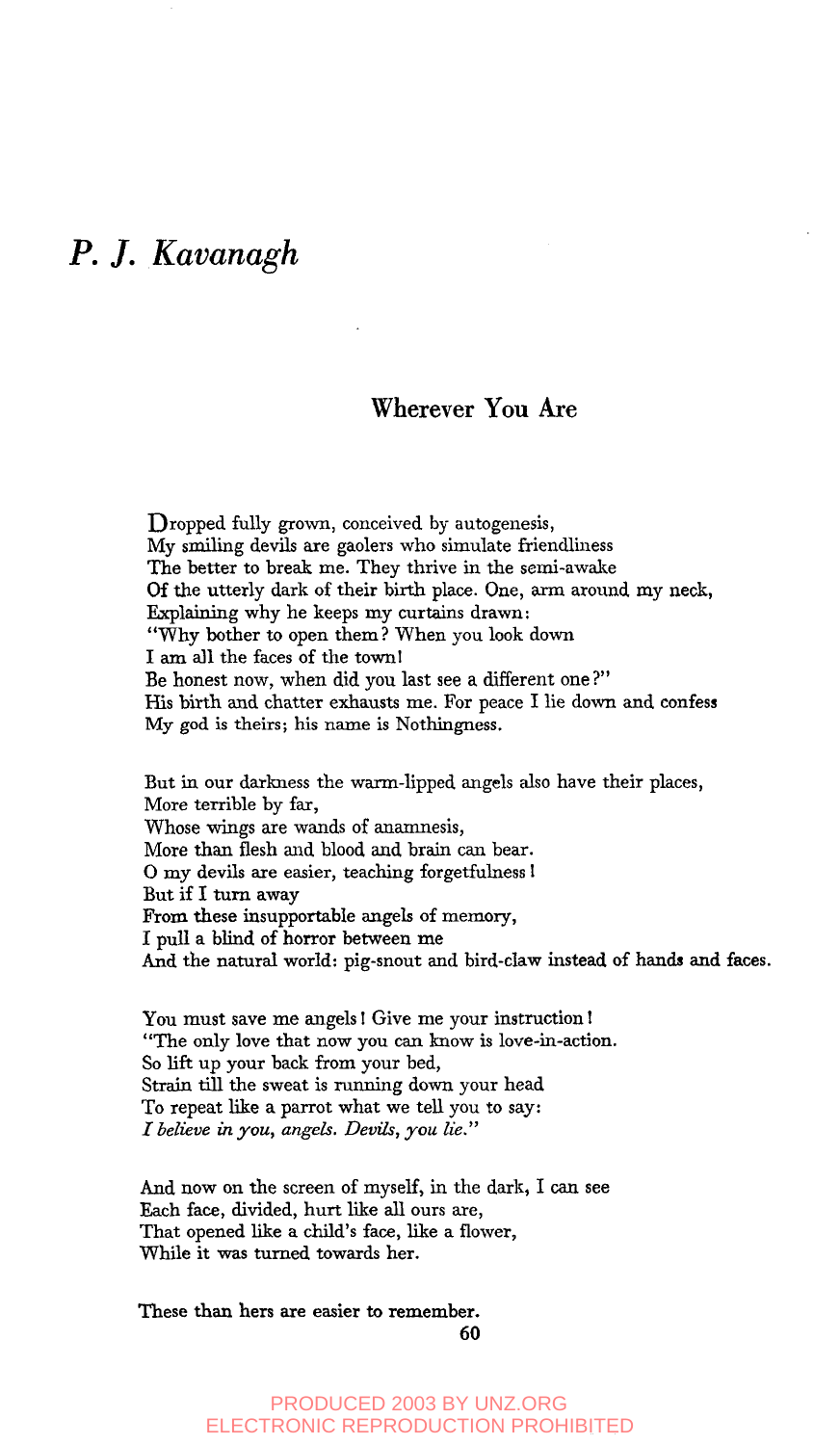# *P. J. Kavanagh*

## Wherever You Are

Dropped fully grown, conceived by autogenesis,
My smiling devils are gaolers who simulate friendliness
The better to break me. They thrive in the semi-awake
Of the utterly dark of their birth place. One, arm around my neck,
Explaining why he keeps my curtains drawn:
"Why bother to open them? When you look down
I am all the faces of the town!
Be honest now, when did you last see a different one?"
His birth and chatter exhausts me. For peace I lie down and confess
My god is theirs; his name is Nothingness.

But in our darkness the warm-lipped angels also have their places,
More terrible by far,
Whose wings are wands of anamnesis,
More than flesh and blood and brain can bear.
O my devils are easier, teaching forgetfulness!
But if I turn away
From these insupportable angels of memory,
I pull a blind of horror between me
And the natural world: pig-snout and bird-claw instead of hands and faces.

You must save me angels! Give me your instruction!
"The only love that now you can know is love-in-action.
So lift up your back from your bed,
Strain till the sweat is running down your head
To repeat like a parrot what we tell you to say:
*I believe in you, angels. Devils, you lie.*"

And now on the screen of myself, in the dark, I can see
Each face, divided, hurt like all ours are,
That opened like a child's face, like a flower,
While it was turned towards her.

These than hers are easier to remember.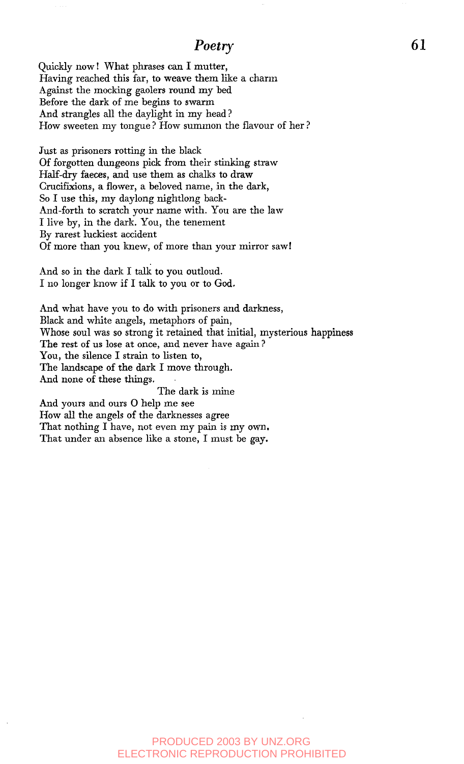Quickly now! What phrases can I mutter,
Having reached this far, to weave them like a charm
Against the mocking gaolers round my bed
Before the dark of me begins to swarm
And strangles all the daylight in my head?
How sweeten my tongue? How summon the flavour of her?

Just as prisoners rotting in the black
Of forgotten dungeons pick from their stinking straw
Half-dry faeces, and use them as chalks to draw
Crucifixions, a flower, a beloved name, in the dark,
So I use this, my daylong nightlong back-
And-forth to scratch your name with. You are the law
I live by, in the dark. You, the tenement
By rarest luckiest accident
Of more than you knew, of more than your mirror saw!

And so in the dark I talk to you outloud.
I no longer know if I talk to you or to God.

And what have you to do with prisoners and darkness,
Black and white angels, metaphors of pain,
Whose soul was so strong it retained that initial, mysterious happiness
The rest of us lose at once, and never have again?
You, the silence I strain to listen to,
The landscape of the dark I move through.
And none of these things.
The dark is mine
And yours and ours O help me see
How all the angels of the darknesses agree
That nothing I have, not even my pain is my own.
That under an absence like a stone, I must be gay.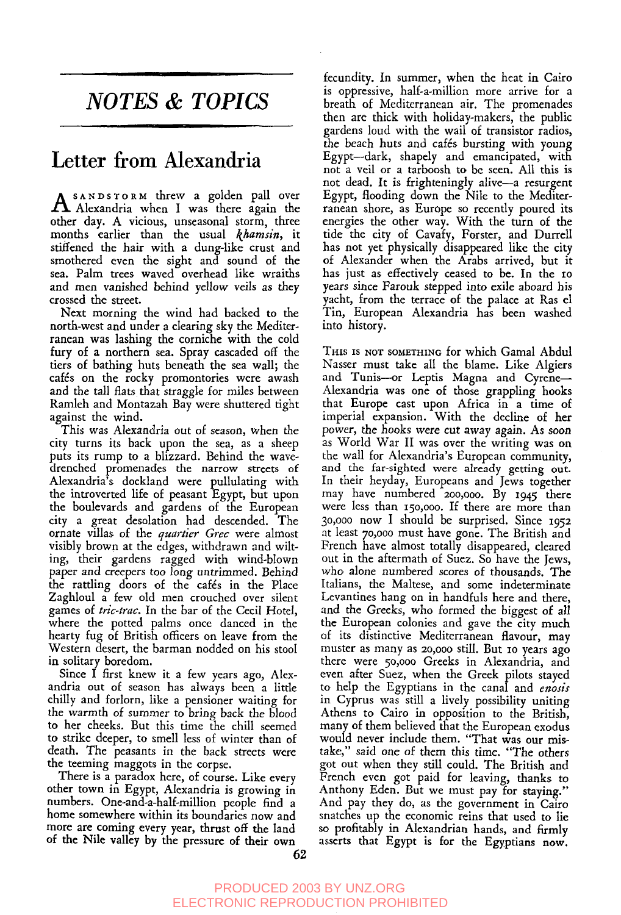# NOTES & TOPICS

## Letter from Alexandria

A SANDSTORM threw a golden pall over Alexandria when I was there again the other day. A vicious, unseasonal storm, three months earlier than the usual *khamsin*, it stiffened the hair with a dung-like crust and smothered even the sight and sound of the sea. Palm trees waved overhead like wraiths and men vanished behind yellow veils as they crossed the street.

Next morning the wind had backed to the north-west and under a clearing sky the Mediterranean was lashing the corniche with the cold fury of a northern sea. Spray cascaded off the tiers of bathing huts beneath the sea wall; the cafés on the rocky promontories were awash and the tall flats that straggle for miles between Ramleh and Montazah Bay were shuttered tight against the wind.

This was Alexandria out of season, when the city turns its back upon the sea, as a sheep puts its rump to a blizzard. Behind the wave-drenched promenades the narrow streets of Alexandria's dockland were pullulating with the introverted life of peasant Egypt, but upon the boulevards and gardens of the European city a great desolation had descended. The ornate villas of the *quartier Grec* were almost visibly brown at the edges, withdrawn and wilting, their gardens ragged with wind-blown paper and creepers too long untrimmed. Behind the rattling doors of the cafés in the Place Zaghloul a few old men crouched over silent games of *tric-trac*. In the bar of the Cecil Hotel, where the potted palms once danced in the hearty fug of British officers on leave from the Western desert, the barman nodded on his stool in solitary boredom.

Since I first knew it a few years ago, Alexandria out of season has always been a little chilly and forlorn, like a pensioner waiting for the warmth of summer to bring back the blood to her cheeks. But this time the chill seemed to strike deeper, to smell less of winter than of death. The peasants in the back streets were the teeming maggots in the corpse.

There is a paradox here, of course. Like every other town in Egypt, Alexandria is growing in numbers. One-and-a-half-million people find a home somewhere within its boundaries now and more are coming every year, thrust off the land of the Nile valley by the pressure of their own fecundity. In summer, when the heat in Cairo is oppressive, half-a-million more arrive for a breath of Mediterranean air. The promenades then are thick with holiday-makers, the public gardens loud with the wail of transistor radios, the beach huts and cafés bursting with young Egypt—dark, shapely and emancipated, with not a veil or a tarboosh to be seen. All this is not dead. It is frighteningly alive—a resurgent Egypt, flooding down the Nile to the Mediterranean shore, as Europe so recently poured its energies the other way. With the turn of the tide the city of Cavafy, Forster, and Durrell has not yet physically disappeared like the city of Alexander when the Arabs arrived, but it has just as effectively ceased to be. In the 10 years since Farouk stepped into exile aboard his yacht, from the terrace of the palace at Ras el Tin, European Alexandria has been washed into history.

THIS IS NOT SOMETHING for which Gamal Abdul Nasser must take all the blame. Like Algiers and Tunis—or Leptis Magna and Cyrene—Alexandria was one of those grappling hooks that Europe cast upon Africa in a time of imperial expansion. With the decline of her power, the hooks were cut away again. As soon as World War II was over the writing was on the wall for Alexandria's European community, and the far-sighted were already getting out. In their heyday, Europeans and Jews together may have numbered 200,000. By 1945 there were less than 150,000. If there are more than 30,000 now I should be surprised. Since 1952 at least 70,000 must have gone. The British and French have almost totally disappeared, cleared out in the aftermath of Suez. So have the Jews, who alone numbered scores of thousands. The Italians, the Maltese, and some indeterminate Levantines hang on in handfuls here and there, and the Greeks, who formed the biggest of all the European colonies and gave the city much of its distinctive Mediterranean flavour, may muster as many as 20,000 still. But 10 years ago there were 50,000 Greeks in Alexandria, and even after Suez, when the Greek pilots stayed to help the Egyptians in the canal and *enosis* in Cyprus was still a lively possibility uniting Athens to Cairo in opposition to the British, many of them believed that the European exodus would never include them. "That was our mistake," said one of them this time. "The others got out when they still could. The British and French even got paid for leaving, thanks to Anthony Eden. But we must pay for staying." And pay they do, as the government in Cairo snatches up the economic reins that used to lie so profitably in Alexandrian hands, and firmly asserts that Egypt is for the Egyptians now.